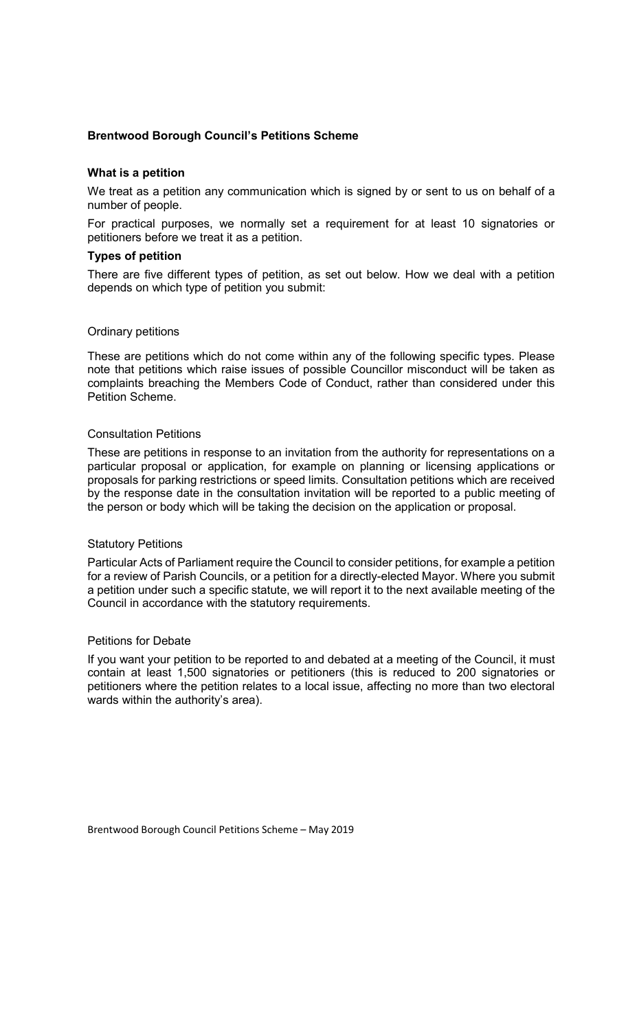## Brentwood Borough Council's Petitions Scheme

### What is a petition

We treat as a petition any communication which is signed by or sent to us on behalf of a number of people.

For practical purposes, we normally set a requirement for at least 10 signatories or petitioners before we treat it as a petition.

### Types of petition

There are five different types of petition, as set out below. How we deal with a petition depends on which type of petition you submit:

#### Ordinary petitions

These are petitions which do not come within any of the following specific types. Please note that petitions which raise issues of possible Councillor misconduct will be taken as complaints breaching the Members Code of Conduct, rather than considered under this Petition Scheme.

#### Consultation Petitions

These are petitions in response to an invitation from the authority for representations on a particular proposal or application, for example on planning or licensing applications or proposals for parking restrictions or speed limits. Consultation petitions which are received by the response date in the consultation invitation will be reported to a public meeting of the person or body which will be taking the decision on the application or proposal.

#### Statutory Petitions

Particular Acts of Parliament require the Council to consider petitions, for example a petition for a review of Parish Councils, or a petition for a directly-elected Mayor. Where you submit a petition under such a specific statute, we will report it to the next available meeting of the Council in accordance with the statutory requirements.

#### Petitions for Debate

If you want your petition to be reported to and debated at a meeting of the Council, it must contain at least 1,500 signatories or petitioners (this is reduced to 200 signatories or petitioners where the petition relates to a local issue, affecting no more than two electoral wards within the authority's area).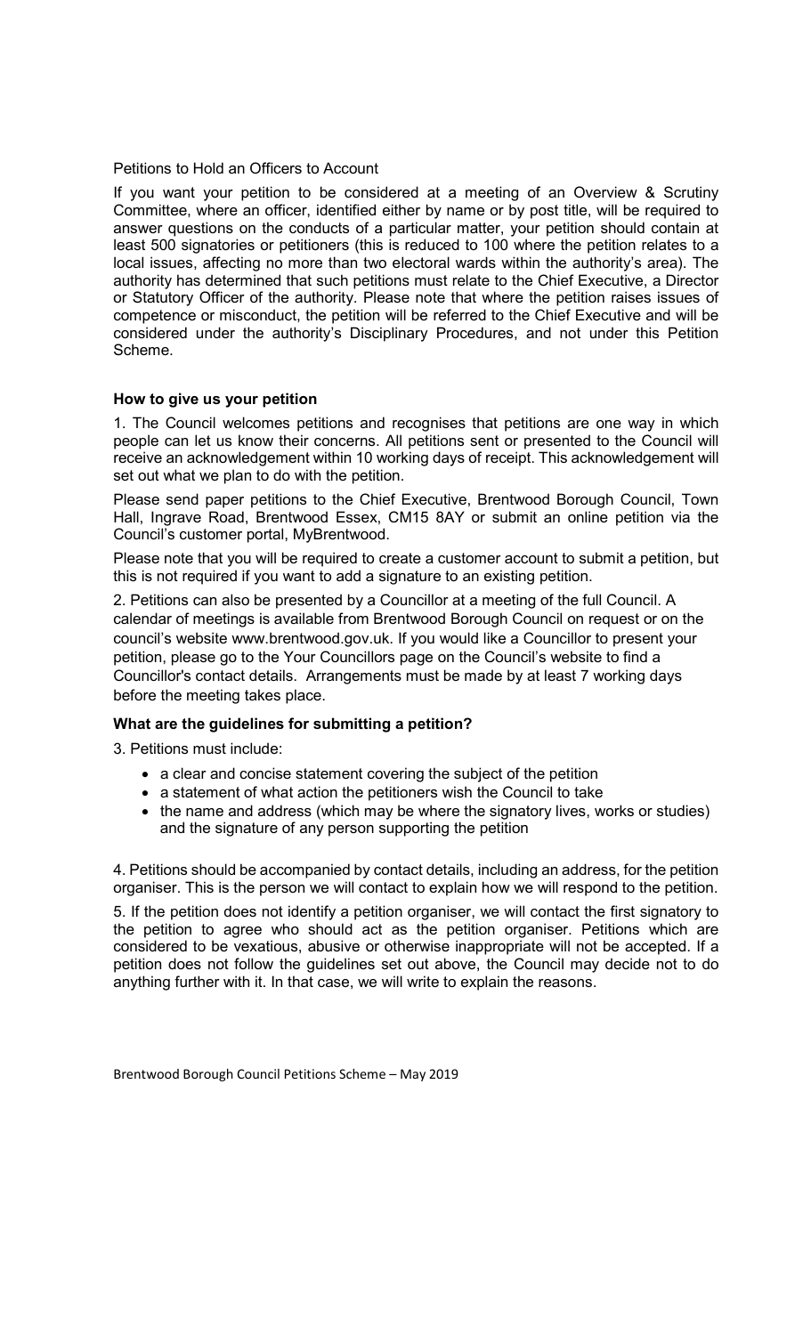Petitions to Hold an Officers to Account

If you want your petition to be considered at a meeting of an Overview & Scrutiny Committee, where an officer, identified either by name or by post title, will be required to answer questions on the conducts of a particular matter, your petition should contain at least 500 signatories or petitioners (this is reduced to 100 where the petition relates to a local issues, affecting no more than two electoral wards within the authority's area). The authority has determined that such petitions must relate to the Chief Executive, a Director or Statutory Officer of the authority. Please note that where the petition raises issues of competence or misconduct, the petition will be referred to the Chief Executive and will be considered under the authority's Disciplinary Procedures, and not under this Petition Scheme.

**How to give us your petition**

1. The Council welcomes petitions and recognises that petitions are one way in which people can let us know their concerns. All petitions sent or presented to the Council will receive an acknowledgement within 10 working days of receipt. This acknowledgement will set out what we plan to do with the petition.

Please send paper petitions to the Chief Executive, Brentwood Borough Council, Town Hall, Ingrave Road, Brentwood Essex, CM15 8AY or submit an online petition via the Council's customer portal, MyBrentwood.

Please note that you will be required to create a customer account to submit a petition, but this is not required if you want to add a signature to an existing petition.

2. Petitions can also be presented by a Councillor at a meeting of the full Council. A calendar of meetings is available from Brentwood Borough Council on request or on the council's website www.brentwood.gov.uk. If you would like a Councillor to present your petition, please go to the Your Councillors page on the Council's website to find a Councillor's contact details. Arrangements must be made by at least 7 working days before the meeting takes place.

**What are the guidelines for submitting a petition?**

3. Petitions must include:

- a clear and concise statement covering the subject of the petition
- a statement of what action the petitioners wish the Council to take
- the name and address (which may be where the signatory lives, works or studies) and the signature of any person supporting the petition

4. Petitions should be accompanied by contact details, including an address, for the petition organiser. This is the person we will contact to explain how we will respond to the petition.

5. If the petition does not identify a petition organiser, we will contact the first signatory to the petition to agree who should act as the petition organiser. Petitions which are considered to be vexatious, abusive or otherwise inappropriate will not be accepted. If a petition does not follow the guidelines set out above, the Council may decide not to do anything further with it. In that case, we will write to explain the reasons.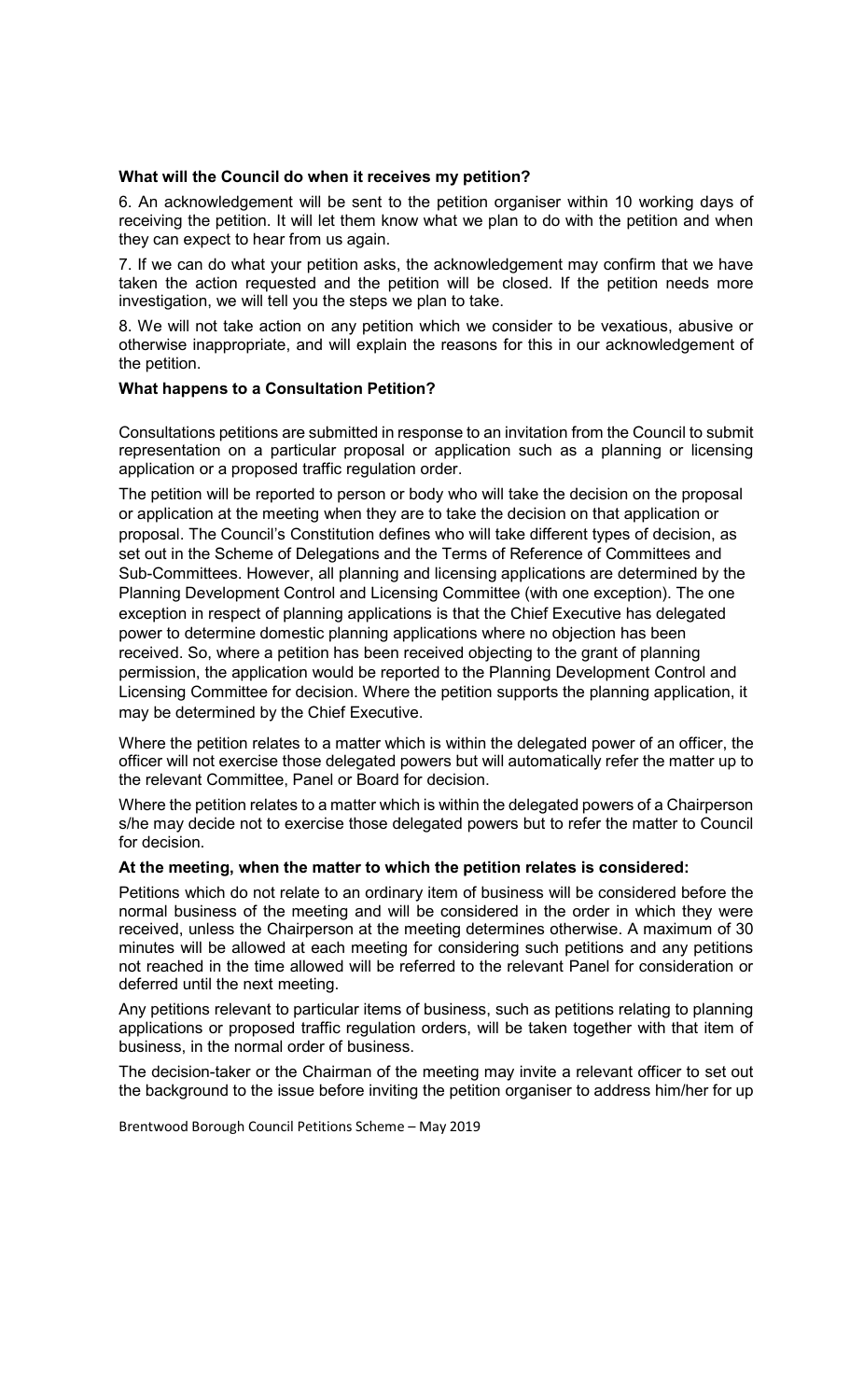**What will the Council do when it receives my petition?**

6. An acknowledgement will be sent to the petition organiser within 10 working days of receiving the petition. It will let them know what we plan to do with the petition and when they can expect to hear from us again.

7. If we can do what your petition asks, the acknowledgement may confirm that we have taken the action requested and the petition will be closed. If the petition needs more investigation, we will tell you the steps we plan to take.

8. We will not take action on any petition which we consider to be vexatious, abusive or otherwise inappropriate, and will explain the reasons for this in our acknowledgement of the petition.

**What happens to a Consultation Petition?**

Consultations petitions are submitted in response to an invitation from the Council to submit representation on a particular proposal or application such as a planning or licensing application or a proposed traffic regulation order.

The petition will be reported to person or body who will take the decision on the proposal or application at the meeting when they are to take the decision on that application or proposal. The Council's Constitution defines who will take different types of decision, as set out in the Scheme of Delegations and the Terms of Reference of Committees and Sub-Committees. However, all planning and licensing applications are determined by the Planning Development Control and Licensing Committee (with one exception). The one exception in respect of planning applications is that the Chief Executive has delegated power to determine domestic planning applications where no objection has been received. So, where a petition has been received objecting to the grant of planning permission, the application would be reported to the Planning Development Control and Licensing Committee for decision. Where the petition supports the planning application, it may be determined by the Chief Executive.

Where the petition relates to a matter which is within the delegated power of an officer, the officer will not exercise those delegated powers but will automatically refer the matter up to the relevant Committee, Panel or Board for decision.

Where the petition relates to a matter which is within the delegated powers of a Chairperson s/he may decide not to exercise those delegated powers but to refer the matter to Council for decision.

**At the meeting, when the matter to which the petition relates is considered:**

Petitions which do not relate to an ordinary item of business will be considered before the normal business of the meeting and will be considered in the order in which they were received, unless the Chairperson at the meeting determines otherwise. A maximum of 30 minutes will be allowed at each meeting for considering such petitions and any petitions not reached in the time allowed will be referred to the relevant Panel for consideration or deferred until the next meeting.

Any petitions relevant to particular items of business, such as petitions relating to planning applications or proposed traffic regulation orders, will be taken together with that item of business, in the normal order of business.

The decision-taker or the Chairman of the meeting may invite a relevant officer to set out the background to the issue before inviting the petition organiser to address him/her for up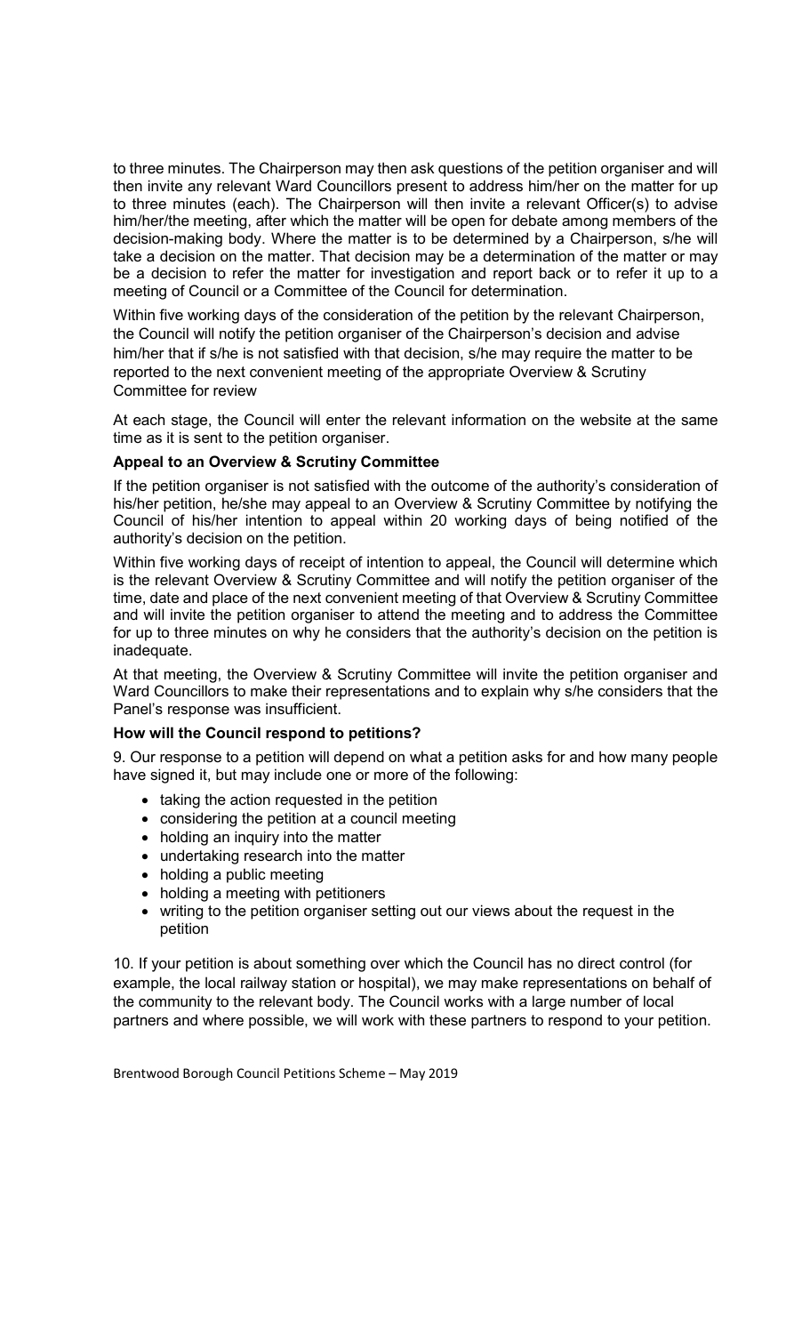to three minutes. The Chairperson may then ask questions of the petition organiser and will then invite any relevant Ward Councillors present to address him/her on the matter for up to three minutes (each). The Chairperson will then invite a relevant Officer(s) to advise him/her/the meeting, after which the matter will be open for debate among members of the decision-making body. Where the matter is to be determined by a Chairperson, s/he will take a decision on the matter. That decision may be a determination of the matter or may be a decision to refer the matter for investigation and report back or to refer it up to a meeting of Council or a Committee of the Council for determination.

Within five working days of the consideration of the petition by the relevant Chairperson, the Council will notify the petition organiser of the Chairperson's decision and advise him/her that if s/he is not satisfied with that decision, s/he may require the matter to be reported to the next convenient meeting of the appropriate Overview & Scrutiny Committee for review

At each stage, the Council will enter the relevant information on the website at the same time as it is sent to the petition organiser.

**Appeal to an Overview & Scrutiny Committee**

If the petition organiser is not satisfied with the outcome of the authority's consideration of his/her petition, he/she may appeal to an Overview & Scrutiny Committee by notifying the Council of his/her intention to appeal within 20 working days of being notified of the authority's decision on the petition.

Within five working days of receipt of intention to appeal, the Council will determine which is the relevant Overview & Scrutiny Committee and will notify the petition organiser of the time, date and place of the next convenient meeting of that Overview & Scrutiny Committee and will invite the petition organiser to attend the meeting and to address the Committee for up to three minutes on why he considers that the authority's decision on the petition is inadequate.

At that meeting, the Overview & Scrutiny Committee will invite the petition organiser and Ward Councillors to make their representations and to explain why s/he considers that the Panel's response was insufficient.

**How will the Council respond to petitions?**

9. Our response to a petition will depend on what a petition asks for and how many people have signed it, but may include one or more of the following:

- taking the action requested in the petition
- considering the petition at a council meeting
- holding an inquiry into the matter
- undertaking research into the matter
- holding a public meeting
- holding a meeting with petitioners
- writing to the petition organiser setting out our views about the request in the petition

10. If your petition is about something over which the Council has no direct control (for example, the local railway station or hospital), we may make representations on behalf of the community to the relevant body. The Council works with a large number of local partners and where possible, we will work with these partners to respond to your petition.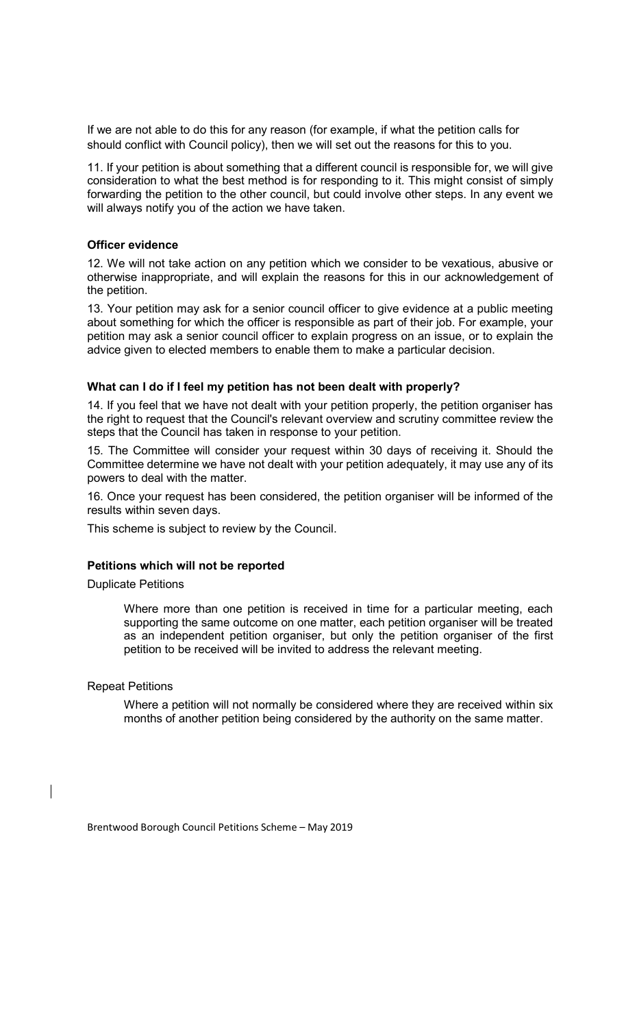If we are not able to do this for any reason (for example, if what the petition calls for should conflict with Council policy), then we will set out the reasons for this to you.

11. If your petition is about something that a different council is responsible for, we will give consideration to what the best method is for responding to it. This might consist of simply forwarding the petition to the other council, but could involve other steps. In any event we will always notify you of the action we have taken.

### Officer evidence

12. We will not take action on any petition which we consider to be vexatious, abusive or otherwise inappropriate, and will explain the reasons for this in our acknowledgement of the petition.

13. Your petition may ask for a senior council officer to give evidence at a public meeting about something for which the officer is responsible as part of their job. For example, your petition may ask a senior council officer to explain progress on an issue, or to explain the advice given to elected members to enable them to make a particular decision.

### What can I do if I feel my petition has not been dealt with properly?

14. If you feel that we have not dealt with your petition properly, the petition organiser has the right to request that the Council's relevant overview and scrutiny committee review the steps that the Council has taken in response to your petition.

15. The Committee will consider your request within 30 days of receiving it. Should the Committee determine we have not dealt with your petition adequately, it may use any of its powers to deal with the matter.

16. Once your request has been considered, the petition organiser will be informed of the results within seven days.

This scheme is subject to review by the Council.

### Petitions which will not be reported

Duplicate Petitions

> Where more than one petition is received in time for a particular meeting, each supporting the same outcome on one matter, each petition organiser will be treated as an independent petition organiser, but only the petition organiser of the first petition to be received will be invited to address the relevant meeting.

Repeat Petitions

> Where a petition will not normally be considered where they are received within six months of another petition being considered by the authority on the same matter.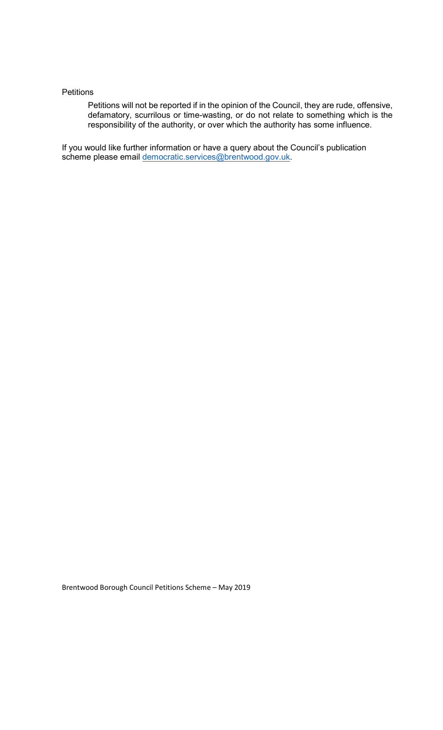Petitions

Petitions will not be reported if in the opinion of the Council, they are rude, offensive, defamatory, scurrilous or time-wasting, or do not relate to something which is the responsibility of the authority, or over which the authority has some influence.

If you would like further information or have a query about the Council's publication scheme please email democratic.services@brentwood.gov.uk.